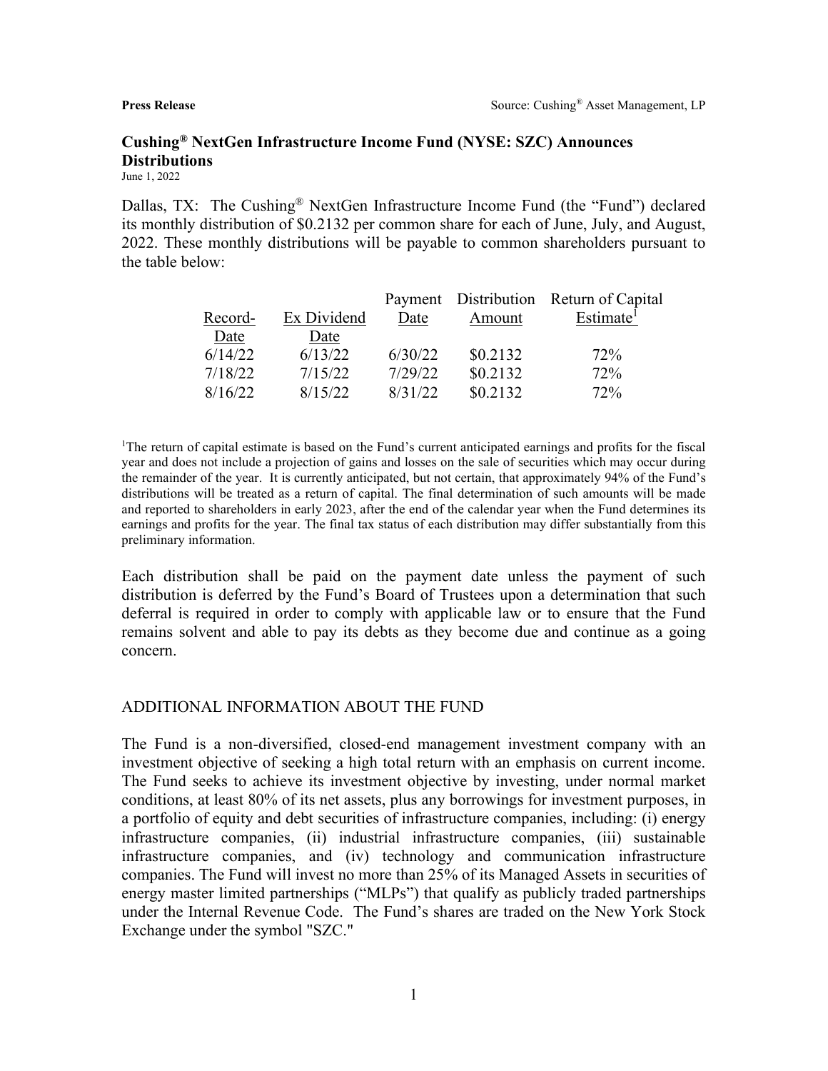**Press Release** Source: Cushing® Asset Management, LP

# Cushing® NextGen Infrastructure Income Fund (NYSE: SZC) Announces Distributions

June 1, 2022

Dallas, TX: The Cushing® NextGen Infrastructure Income Fund (the "Fund") declared its monthly distribution of $0.2132 per common share for each of June, July, and August, 2022. These monthly distributions will be payable to common shareholders pursuant to the table below:

| Record-Date | Ex Dividend Date | Payment Date | Distribution Amount | Return of Capital Estimate[1] |
|---|---|---|---|---|
| 6/14/22 | 6/13/22 | 6/30/22 | $0.2132 | 72% |
| 7/18/22 | 7/15/22 | 7/29/22 | $0.2132 | 72% |
| 8/16/22 | 8/15/22 | 8/31/22 | $0.2132 | 72% |

[1]The return of capital estimate is based on the Fund's current anticipated earnings and profits for the fiscal year and does not include a projection of gains and losses on the sale of securities which may occur during the remainder of the year. It is currently anticipated, but not certain, that approximately 94% of the Fund's distributions will be treated as a return of capital. The final determination of such amounts will be made and reported to shareholders in early 2023, after the end of the calendar year when the Fund determines its earnings and profits for the year. The final tax status of each distribution may differ substantially from this preliminary information.

Each distribution shall be paid on the payment date unless the payment of such distribution is deferred by the Fund's Board of Trustees upon a determination that such deferral is required in order to comply with applicable law or to ensure that the Fund remains solvent and able to pay its debts as they become due and continue as a going concern.

## ADDITIONAL INFORMATION ABOUT THE FUND

The Fund is a non-diversified, closed-end management investment company with an investment objective of seeking a high total return with an emphasis on current income. The Fund seeks to achieve its investment objective by investing, under normal market conditions, at least 80% of its net assets, plus any borrowings for investment purposes, in a portfolio of equity and debt securities of infrastructure companies, including: (i) energy infrastructure companies, (ii) industrial infrastructure companies, (iii) sustainable infrastructure companies, and (iv) technology and communication infrastructure companies. The Fund will invest no more than 25% of its Managed Assets in securities of energy master limited partnerships ("MLPs") that qualify as publicly traded partnerships under the Internal Revenue Code. The Fund's shares are traded on the New York Stock Exchange under the symbol "SZC."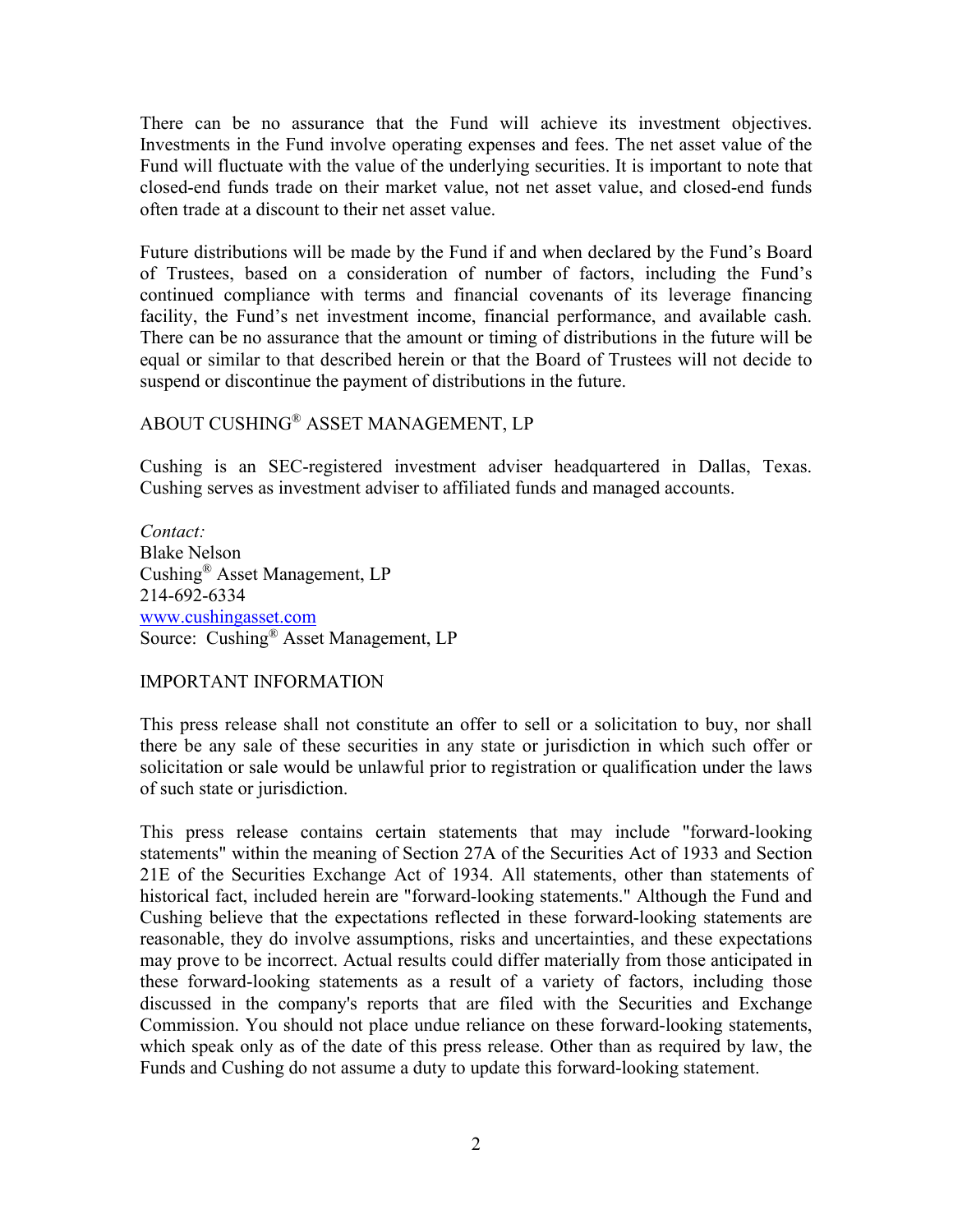There can be no assurance that the Fund will achieve its investment objectives. Investments in the Fund involve operating expenses and fees. The net asset value of the Fund will fluctuate with the value of the underlying securities. It is important to note that closed-end funds trade on their market value, not net asset value, and closed-end funds often trade at a discount to their net asset value.

Future distributions will be made by the Fund if and when declared by the Fund's Board of Trustees, based on a consideration of number of factors, including the Fund's continued compliance with terms and financial covenants of its leverage financing facility, the Fund's net investment income, financial performance, and available cash. There can be no assurance that the amount or timing of distributions in the future will be equal or similar to that described herein or that the Board of Trustees will not decide to suspend or discontinue the payment of distributions in the future.

ABOUT CUSHING® ASSET MANAGEMENT, LP

Cushing is an SEC-registered investment adviser headquartered in Dallas, Texas. Cushing serves as investment adviser to affiliated funds and managed accounts.

*Contact:*
Blake Nelson
Cushing® Asset Management, LP
214-692-6334
[www.cushingasset.com](http://www.cushingasset.com)
Source: Cushing® Asset Management, LP

IMPORTANT INFORMATION

This press release shall not constitute an offer to sell or a solicitation to buy, nor shall there be any sale of these securities in any state or jurisdiction in which such offer or solicitation or sale would be unlawful prior to registration or qualification under the laws of such state or jurisdiction.

This press release contains certain statements that may include "forward-looking statements" within the meaning of Section 27A of the Securities Act of 1933 and Section 21E of the Securities Exchange Act of 1934. All statements, other than statements of historical fact, included herein are "forward-looking statements." Although the Fund and Cushing believe that the expectations reflected in these forward-looking statements are reasonable, they do involve assumptions, risks and uncertainties, and these expectations may prove to be incorrect. Actual results could differ materially from those anticipated in these forward-looking statements as a result of a variety of factors, including those discussed in the company's reports that are filed with the Securities and Exchange Commission. You should not place undue reliance on these forward-looking statements, which speak only as of the date of this press release. Other than as required by law, the Funds and Cushing do not assume a duty to update this forward-looking statement.